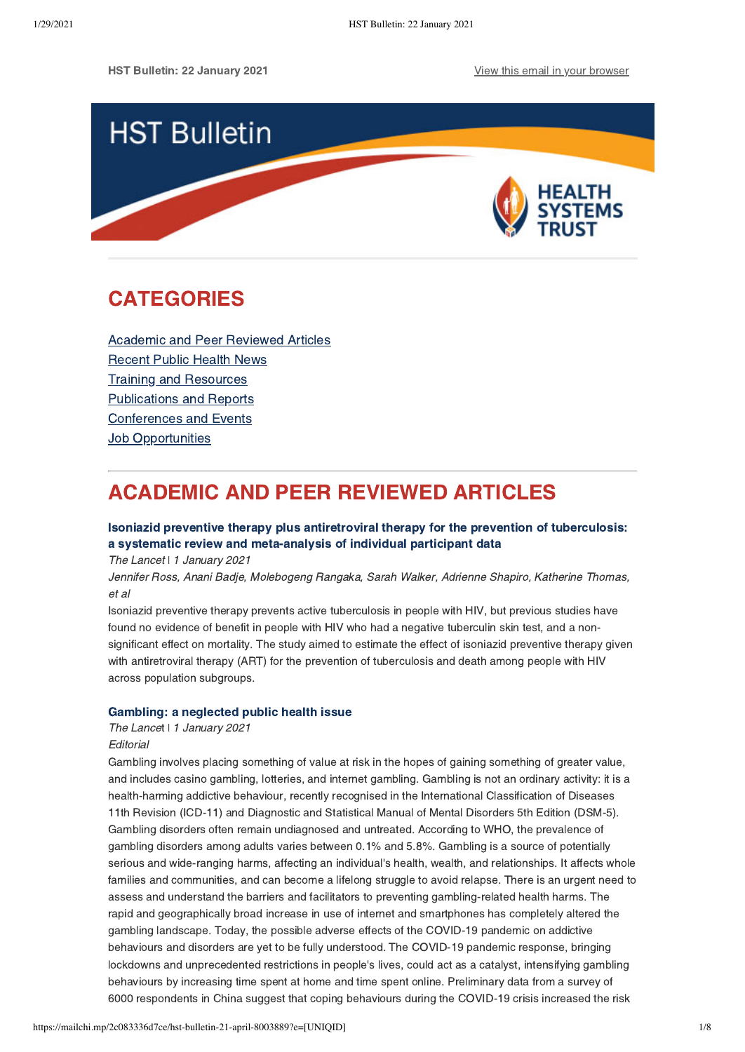HST Bulletin: 22 January 2021

View this email in your browser

# HST Bulletin

HEALTH SYSTEMS TRUST

## CATEGORIES

- Academic and Peer Reviewed Articles
- Recent Public Health News
- Training and Resources
- Publications and Reports
- Conferences and Events
- Job Opportunities

## ACADEMIC AND PEER REVIEWED ARTICLES

### Isoniazid preventive therapy plus antiretroviral therapy for the prevention of tuberculosis: a systematic review and meta-analysis of individual participant data

*The Lancet* | *1 January 2021*

*Jennifer Ross, Anani Badje, Molebogeng Rangaka, Sarah Walker, Adrienne Shapiro, Katherine Thomas, et al*

Isoniazid preventive therapy prevents active tuberculosis in people with HIV, but previous studies have found no evidence of benefit in people with HIV who had a negative tuberculin skin test, and a non-significant effect on mortality. The study aimed to estimate the effect of isoniazid preventive therapy given with antiretroviral therapy (ART) for the prevention of tuberculosis and death among people with HIV across population subgroups.

### Gambling: a neglected public health issue

*The Lancet* | *1 January 2021*

*Editorial*

Gambling involves placing something of value at risk in the hopes of gaining something of greater value, and includes casino gambling, lotteries, and internet gambling. Gambling is not an ordinary activity: it is a health-harming addictive behaviour, recently recognised in the International Classification of Diseases 11th Revision (ICD-11) and Diagnostic and Statistical Manual of Mental Disorders 5th Edition (DSM-5). Gambling disorders often remain undiagnosed and untreated. According to WHO, the prevalence of gambling disorders among adults varies between 0.1% and 5.8%. Gambling is a source of potentially serious and wide-ranging harms, affecting an individual's health, wealth, and relationships. It affects whole families and communities, and can become a lifelong struggle to avoid relapse. There is an urgent need to assess and understand the barriers and facilitators to preventing gambling-related health harms. The rapid and geographically broad increase in use of internet and smartphones has completely altered the gambling landscape. Today, the possible adverse effects of the COVID-19 pandemic on addictive behaviours and disorders are yet to be fully understood. The COVID-19 pandemic response, bringing lockdowns and unprecedented restrictions in people's lives, could act as a catalyst, intensifying gambling behaviours by increasing time spent at home and time spent online. Preliminary data from a survey of 6000 respondents in China suggest that coping behaviours during the COVID-19 crisis increased the risk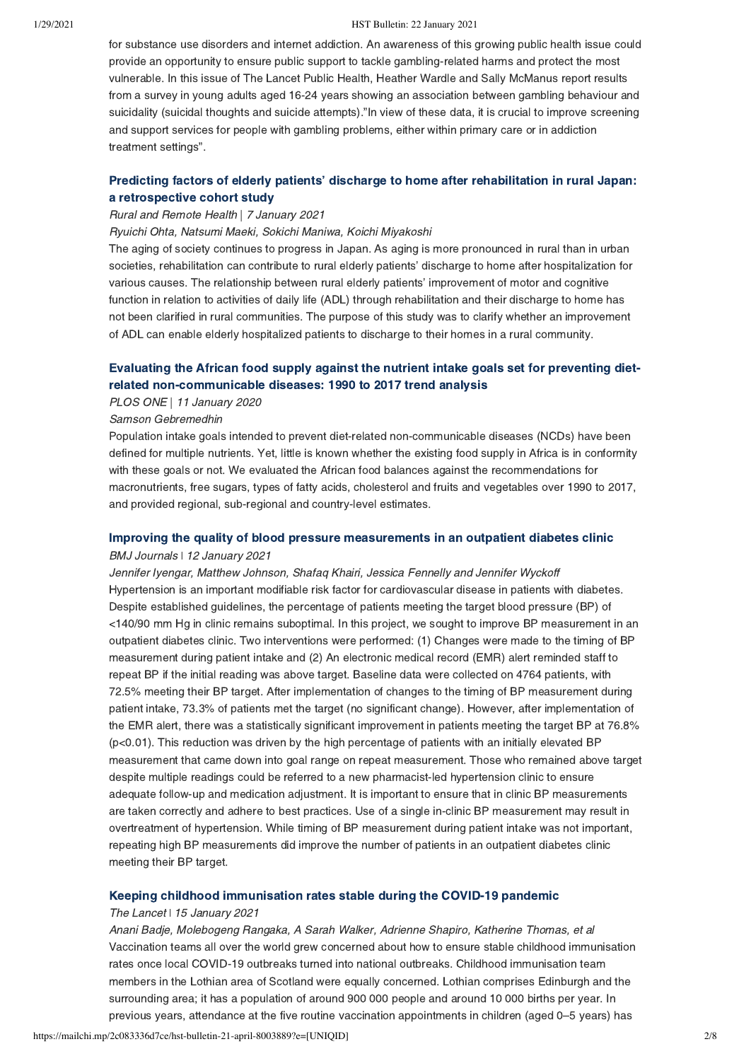for substance use disorders and internet addiction. An awareness of this growing public health issue could provide an opportunity to ensure public support to tackle gambling-related harms and protect the most vulnerable. In this issue of The Lancet Public Health, Heather Wardle and Sally McManus report results from a survey in young adults aged 16-24 years showing an association between gambling behaviour and suicidality (suicidal thoughts and suicide attempts)."In view of these data, it is crucial to improve screening and support services for people with gambling problems, either within primary care or in addiction treatment settings".

### Predicting factors of elderly patients' discharge to home after rehabilitation in rural Japan: a retrospective cohort study

*Rural and Remote Health | 7 January 2021*

*Ryuichi Ohta, Natsumi Maeki, Sokichi Maniwa, Koichi Miyakoshi*

The aging of society continues to progress in Japan. As aging is more pronounced in rural than in urban societies, rehabilitation can contribute to rural elderly patients' discharge to home after hospitalization for various causes. The relationship between rural elderly patients' improvement of motor and cognitive function in relation to activities of daily life (ADL) through rehabilitation and their discharge to home has not been clarified in rural communities. The purpose of this study was to clarify whether an improvement of ADL can enable elderly hospitalized patients to discharge to their homes in a rural community.

### Evaluating the African food supply against the nutrient intake goals set for preventing diet-related non-communicable diseases: 1990 to 2017 trend analysis

*PLOS ONE | 11 January 2020*

*Samson Gebremedhin*

Population intake goals intended to prevent diet-related non-communicable diseases (NCDs) have been defined for multiple nutrients. Yet, little is known whether the existing food supply in Africa is in conformity with these goals or not. We evaluated the African food balances against the recommendations for macronutrients, free sugars, types of fatty acids, cholesterol and fruits and vegetables over 1990 to 2017, and provided regional, sub-regional and country-level estimates.

### Improving the quality of blood pressure measurements in an outpatient diabetes clinic

*BMJ Journals | 12 January 2021*

*Jennifer Iyengar, Matthew Johnson, Shafaq Khairi, Jessica Fennelly and Jennifer Wyckoff*

Hypertension is an important modifiable risk factor for cardiovascular disease in patients with diabetes. Despite established guidelines, the percentage of patients meeting the target blood pressure (BP) of <140/90 mm Hg in clinic remains suboptimal. In this project, we sought to improve BP measurement in an outpatient diabetes clinic. Two interventions were performed: (1) Changes were made to the timing of BP measurement during patient intake and (2) An electronic medical record (EMR) alert reminded staff to repeat BP if the initial reading was above target. Baseline data were collected on 4764 patients, with 72.5% meeting their BP target. After implementation of changes to the timing of BP measurement during patient intake, 73.3% of patients met the target (no significant change). However, after implementation of the EMR alert, there was a statistically significant improvement in patients meeting the target BP at 76.8% ($p<0.01$). This reduction was driven by the high percentage of patients with an initially elevated BP measurement that came down into goal range on repeat measurement. Those who remained above target despite multiple readings could be referred to a new pharmacist-led hypertension clinic to ensure adequate follow-up and medication adjustment. It is important to ensure that in clinic BP measurements are taken correctly and adhere to best practices. Use of a single in-clinic BP measurement may result in overtreatment of hypertension. While timing of BP measurement during patient intake was not important, repeating high BP measurements did improve the number of patients in an outpatient diabetes clinic meeting their BP target.

### Keeping childhood immunisation rates stable during the COVID-19 pandemic

*The Lancet | 15 January 2021*

*Anani Badje, Molebogeng Rangaka, A Sarah Walker, Adrienne Shapiro, Katherine Thomas, et al*

Vaccination teams all over the world grew concerned about how to ensure stable childhood immunisation rates once local COVID-19 outbreaks turned into national outbreaks. Childhood immunisation team members in the Lothian area of Scotland were equally concerned. Lothian comprises Edinburgh and the surrounding area; it has a population of around 900 000 people and around 10 000 births per year. In previous years, attendance at the five routine vaccination appointments in children (aged 0–5 years) has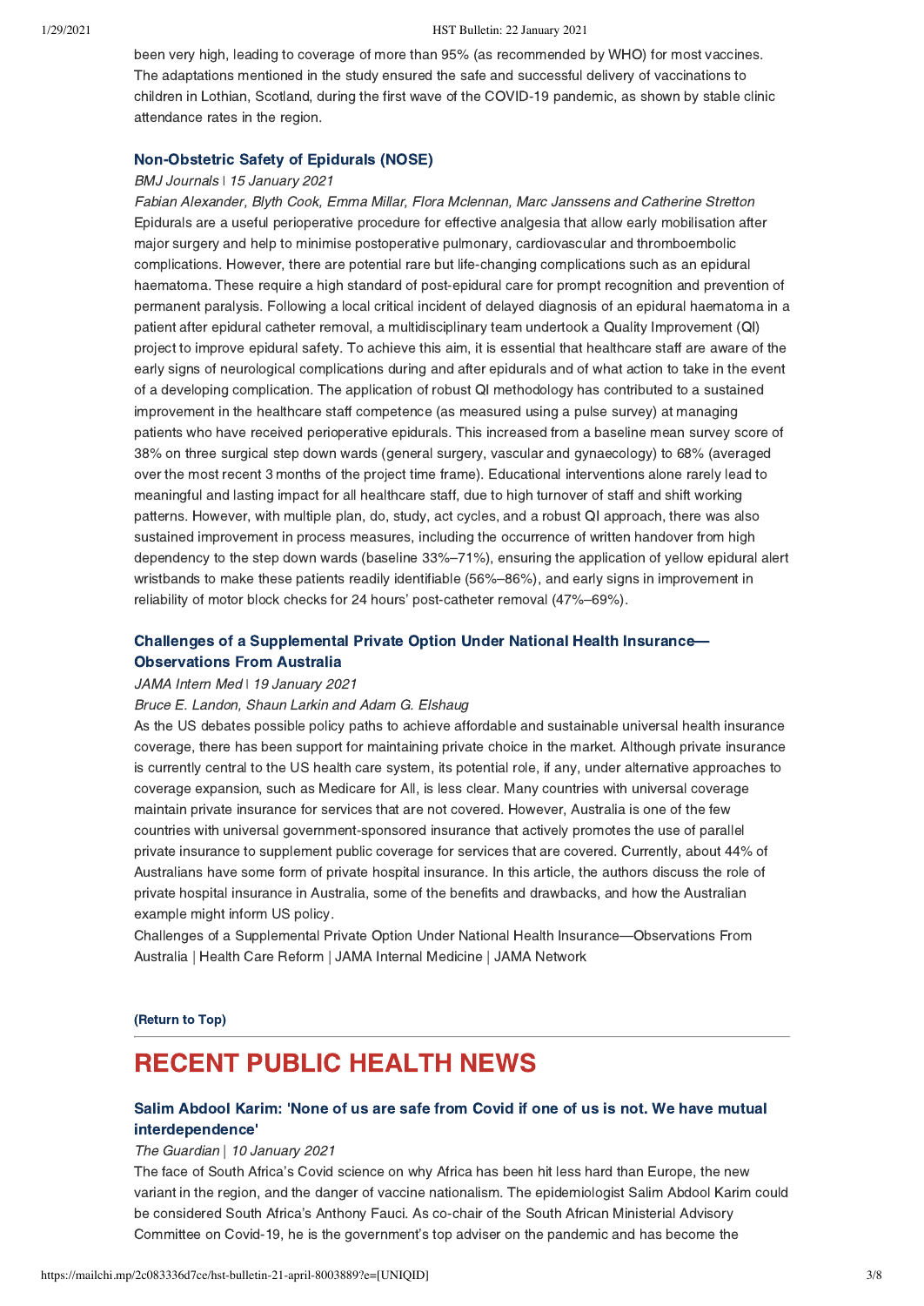been very high, leading to coverage of more than 95% (as recommended by WHO) for most vaccines. The adaptations mentioned in the study ensured the safe and successful delivery of vaccinations to children in Lothian, Scotland, during the first wave of the COVID-19 pandemic, as shown by stable clinic attendance rates in the region.

### Non-Obstetric Safety of Epidurals (NOSE)

*BMJ Journals | 15 January 2021*

*Fabian Alexander, Blyth Cook, Emma Millar, Flora Mclennan, Marc Janssens and Catherine Stretton*

Epidurals are a useful perioperative procedure for effective analgesia that allow early mobilisation after major surgery and help to minimise postoperative pulmonary, cardiovascular and thromboembolic complications. However, there are potential rare but life-changing complications such as an epidural haematoma. These require a high standard of post-epidural care for prompt recognition and prevention of permanent paralysis. Following a local critical incident of delayed diagnosis of an epidural haematoma in a patient after epidural catheter removal, a multidisciplinary team undertook a Quality Improvement (QI) project to improve epidural safety. To achieve this aim, it is essential that healthcare staff are aware of the early signs of neurological complications during and after epidurals and of what action to take in the event of a developing complication. The application of robust QI methodology has contributed to a sustained improvement in the healthcare staff competence (as measured using a pulse survey) at managing patients who have received perioperative epidurals. This increased from a baseline mean survey score of 38% on three surgical step down wards (general surgery, vascular and gynaecology) to 68% (averaged over the most recent 3 months of the project time frame). Educational interventions alone rarely lead to meaningful and lasting impact for all healthcare staff, due to high turnover of staff and shift working patterns. However, with multiple plan, do, study, act cycles, and a robust QI approach, there was also sustained improvement in process measures, including the occurrence of written handover from high dependency to the step down wards (baseline 33%–71%), ensuring the application of yellow epidural alert wristbands to make these patients readily identifiable (56%–86%), and early signs in improvement in reliability of motor block checks for 24 hours' post-catheter removal (47%–69%).

### Challenges of a Supplemental Private Option Under National Health Insurance—Observations From Australia

*JAMA Intern Med | 19 January 2021*

*Bruce E. Landon, Shaun Larkin and Adam G. Elshaug*

As the US debates possible policy paths to achieve affordable and sustainable universal health insurance coverage, there has been support for maintaining private choice in the market. Although private insurance is currently central to the US health care system, its potential role, if any, under alternative approaches to coverage expansion, such as Medicare for All, is less clear. Many countries with universal coverage maintain private insurance for services that are not covered. However, Australia is one of the few countries with universal government-sponsored insurance that actively promotes the use of parallel private insurance to supplement public coverage for services that are covered. Currently, about 44% of Australians have some form of private hospital insurance. In this article, the authors discuss the role of private hospital insurance in Australia, some of the benefits and drawbacks, and how the Australian example might inform US policy.

Challenges of a Supplemental Private Option Under National Health Insurance—Observations From Australia | Health Care Reform | JAMA Internal Medicine | JAMA Network

**(Return to Top)**

## RECENT PUBLIC HEALTH NEWS

### Salim Abdool Karim: 'None of us are safe from Covid if one of us is not. We have mutual interdependence'

*The Guardian | 10 January 2021*

The face of South Africa's Covid science on why Africa has been hit less hard than Europe, the new variant in the region, and the danger of vaccine nationalism. The epidemiologist Salim Abdool Karim could be considered South Africa's Anthony Fauci. As co-chair of the South African Ministerial Advisory Committee on Covid-19, he is the government's top adviser on the pandemic and has become the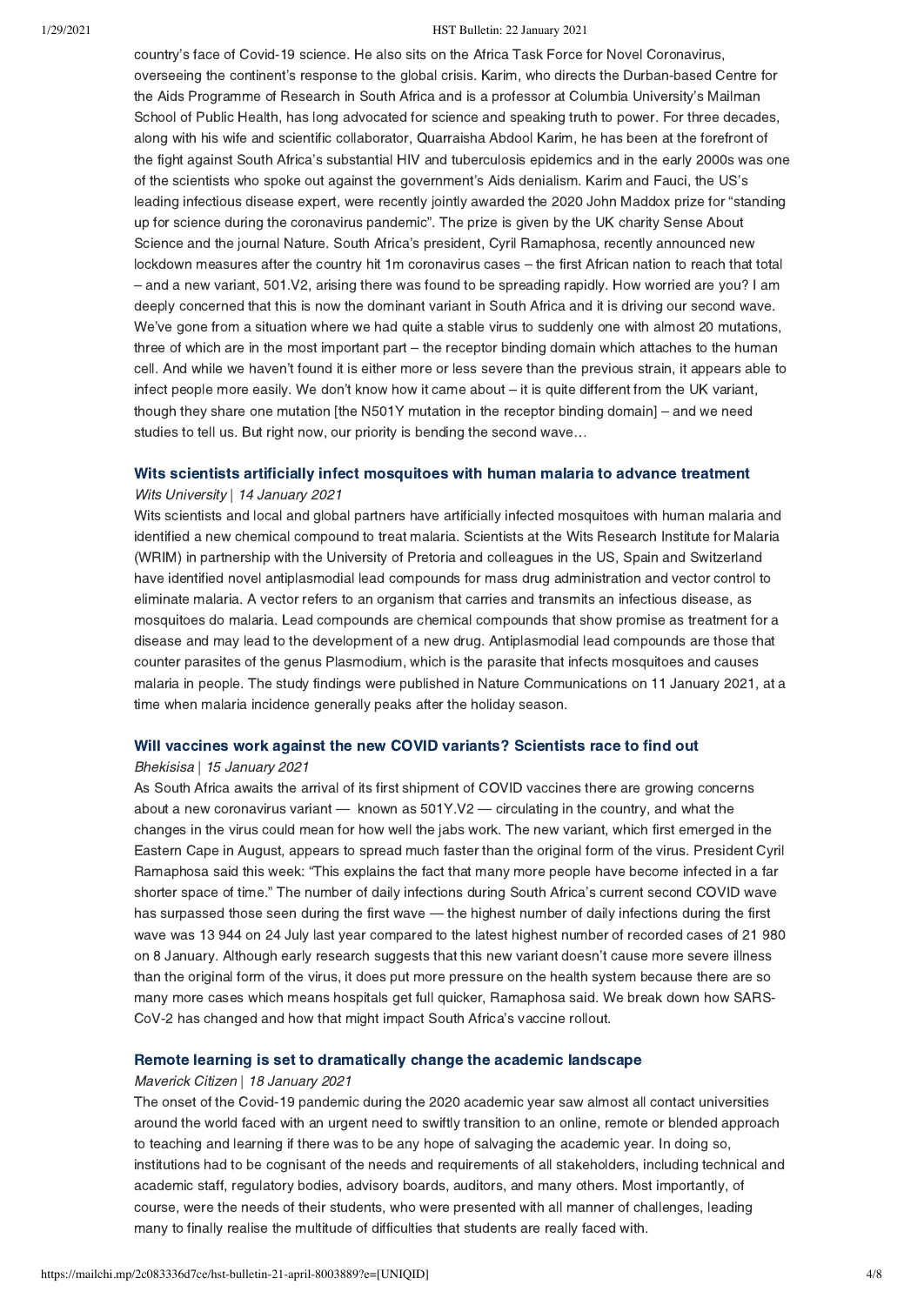country's face of Covid-19 science. He also sits on the Africa Task Force for Novel Coronavirus, overseeing the continent's response to the global crisis. Karim, who directs the Durban-based Centre for the Aids Programme of Research in South Africa and is a professor at Columbia University's Mailman School of Public Health, has long advocated for science and speaking truth to power. For three decades, along with his wife and scientific collaborator, Quarraisha Abdool Karim, he has been at the forefront of the fight against South Africa's substantial HIV and tuberculosis epidemics and in the early 2000s was one of the scientists who spoke out against the government's Aids denialism. Karim and Fauci, the US's leading infectious disease expert, were recently jointly awarded the 2020 John Maddox prize for "standing up for science during the coronavirus pandemic". The prize is given by the UK charity Sense About Science and the journal Nature. South Africa's president, Cyril Ramaphosa, recently announced new lockdown measures after the country hit 1m coronavirus cases – the first African nation to reach that total – and a new variant, 501.V2, arising there was found to be spreading rapidly. How worried are you? I am deeply concerned that this is now the dominant variant in South Africa and it is driving our second wave. We've gone from a situation where we had quite a stable virus to suddenly one with almost 20 mutations, three of which are in the most important part – the receptor binding domain which attaches to the human cell. And while we haven't found it is either more or less severe than the previous strain, it appears able to infect people more easily. We don't know how it came about – it is quite different from the UK variant, though they share one mutation [the N501Y mutation in the receptor binding domain] – and we need studies to tell us. But right now, our priority is bending the second wave…

### Wits scientists artificially infect mosquitoes with human malaria to advance treatment

*Wits University | 14 January 2021*

Wits scientists and local and global partners have artificially infected mosquitoes with human malaria and identified a new chemical compound to treat malaria. Scientists at the Wits Research Institute for Malaria (WRIM) in partnership with the University of Pretoria and colleagues in the US, Spain and Switzerland have identified novel antiplasmodial lead compounds for mass drug administration and vector control to eliminate malaria. A vector refers to an organism that carries and transmits an infectious disease, as mosquitoes do malaria. Lead compounds are chemical compounds that show promise as treatment for a disease and may lead to the development of a new drug. Antiplasmodial lead compounds are those that counter parasites of the genus Plasmodium, which is the parasite that infects mosquitoes and causes malaria in people. The study findings were published in Nature Communications on 11 January 2021, at a time when malaria incidence generally peaks after the holiday season.

### Will vaccines work against the new COVID variants? Scientists race to find out

*Bhekisisa | 15 January 2021*

As South Africa awaits the arrival of its first shipment of COVID vaccines there are growing concerns about a new coronavirus variant — known as 501Y.V2 — circulating in the country, and what the changes in the virus could mean for how well the jabs work. The new variant, which first emerged in the Eastern Cape in August, appears to spread much faster than the original form of the virus. President Cyril Ramaphosa said this week: "This explains the fact that many more people have become infected in a far shorter space of time." The number of daily infections during South Africa's current second COVID wave has surpassed those seen during the first wave — the highest number of daily infections during the first wave was 13 944 on 24 July last year compared to the latest highest number of recorded cases of 21 980 on 8 January. Although early research suggests that this new variant doesn't cause more severe illness than the original form of the virus, it does put more pressure on the health system because there are so many more cases which means hospitals get full quicker, Ramaphosa said. We break down how SARS-CoV-2 has changed and how that might impact South Africa's vaccine rollout.

### Remote learning is set to dramatically change the academic landscape

*Maverick Citizen | 18 January 2021*

The onset of the Covid-19 pandemic during the 2020 academic year saw almost all contact universities around the world faced with an urgent need to swiftly transition to an online, remote or blended approach to teaching and learning if there was to be any hope of salvaging the academic year. In doing so, institutions had to be cognisant of the needs and requirements of all stakeholders, including technical and academic staff, regulatory bodies, advisory boards, auditors, and many others. Most importantly, of course, were the needs of their students, who were presented with all manner of challenges, leading many to finally realise the multitude of difficulties that students are really faced with.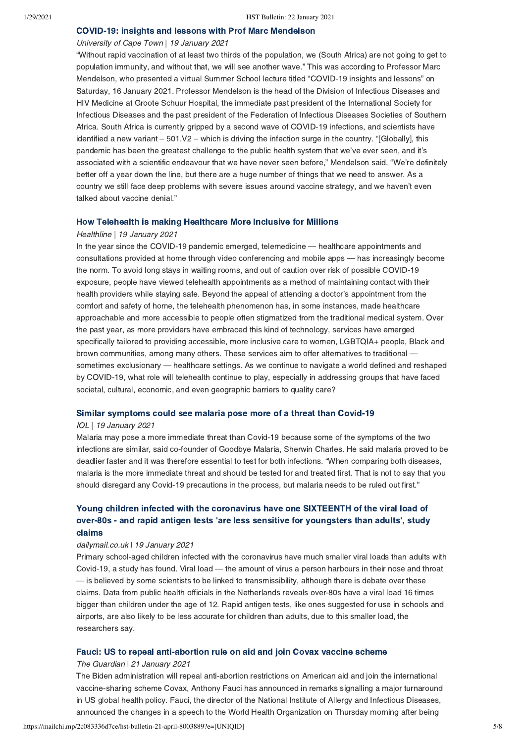### COVID-19: insights and lessons with Prof Marc Mendelson

*University of Cape Town | 19 January 2021*

"Without rapid vaccination of at least two thirds of the population, we (South Africa) are not going to get to population immunity, and without that, we will see another wave." This was according to Professor Marc Mendelson, who presented a virtual Summer School lecture titled "COVID-19 insights and lessons" on Saturday, 16 January 2021. Professor Mendelson is the head of the Division of Infectious Diseases and HIV Medicine at Groote Schuur Hospital, the immediate past president of the International Society for Infectious Diseases and the past president of the Federation of Infectious Diseases Societies of Southern Africa. South Africa is currently gripped by a second wave of COVID-19 infections, and scientists have identified a new variant – 501.V2 – which is driving the infection surge in the country. "[Globally], this pandemic has been the greatest challenge to the public health system that we've ever seen, and it's associated with a scientific endeavour that we have never seen before," Mendelson said. "We're definitely better off a year down the line, but there are a huge number of things that we need to answer. As a country we still face deep problems with severe issues around vaccine strategy, and we haven't even talked about vaccine denial."

### How Telehealth is making Healthcare More Inclusive for Millions

*Healthline | 19 January 2021*

In the year since the COVID-19 pandemic emerged, telemedicine — healthcare appointments and consultations provided at home through video conferencing and mobile apps — has increasingly become the norm. To avoid long stays in waiting rooms, and out of caution over risk of possible COVID-19 exposure, people have viewed telehealth appointments as a method of maintaining contact with their health providers while staying safe. Beyond the appeal of attending a doctor's appointment from the comfort and safety of home, the telehealth phenomenon has, in some instances, made healthcare approachable and more accessible to people often stigmatized from the traditional medical system. Over the past year, as more providers have embraced this kind of technology, services have emerged specifically tailored to providing accessible, more inclusive care to women, LGBTQIA+ people, Black and brown communities, among many others. These services aim to offer alternatives to traditional — sometimes exclusionary — healthcare settings. As we continue to navigate a world defined and reshaped by COVID-19, what role will telehealth continue to play, especially in addressing groups that have faced societal, cultural, economic, and even geographic barriers to quality care?

### Similar symptoms could see malaria pose more of a threat than Covid-19

*IOL | 19 January 2021*

Malaria may pose a more immediate threat than Covid-19 because some of the symptoms of the two infections are similar, said co-founder of Goodbye Malaria, Sherwin Charles. He said malaria proved to be deadlier faster and it was therefore essential to test for both infections. "When comparing both diseases, malaria is the more immediate threat and should be tested for and treated first. That is not to say that you should disregard any Covid-19 precautions in the process, but malaria needs to be ruled out first."

### Young children infected with the coronavirus have one SIXTEENTH of the viral load of over-80s - and rapid antigen tests 'are less sensitive for youngsters than adults', study claims

*dailymail.co.uk | 19 January 2021*

Primary school-aged children infected with the coronavirus have much smaller viral loads than adults with Covid-19, a study has found. Viral load — the amount of virus a person harbours in their nose and throat — is believed by some scientists to be linked to transmissibility, although there is debate over these claims. Data from public health officials in the Netherlands reveals over-80s have a viral load 16 times bigger than children under the age of 12. Rapid antigen tests, like ones suggested for use in schools and airports, are also likely to be less accurate for children than adults, due to this smaller load, the researchers say.

### Fauci: US to repeal anti-abortion rule on aid and join Covax vaccine scheme

*The Guardian | 21 January 2021*

The Biden administration will repeal anti-abortion restrictions on American aid and join the international vaccine-sharing scheme Covax, Anthony Fauci has announced in remarks signalling a major turnaround in US global health policy. Fauci, the director of the National Institute of Allergy and Infectious Diseases, announced the changes in a speech to the World Health Organization on Thursday morning after being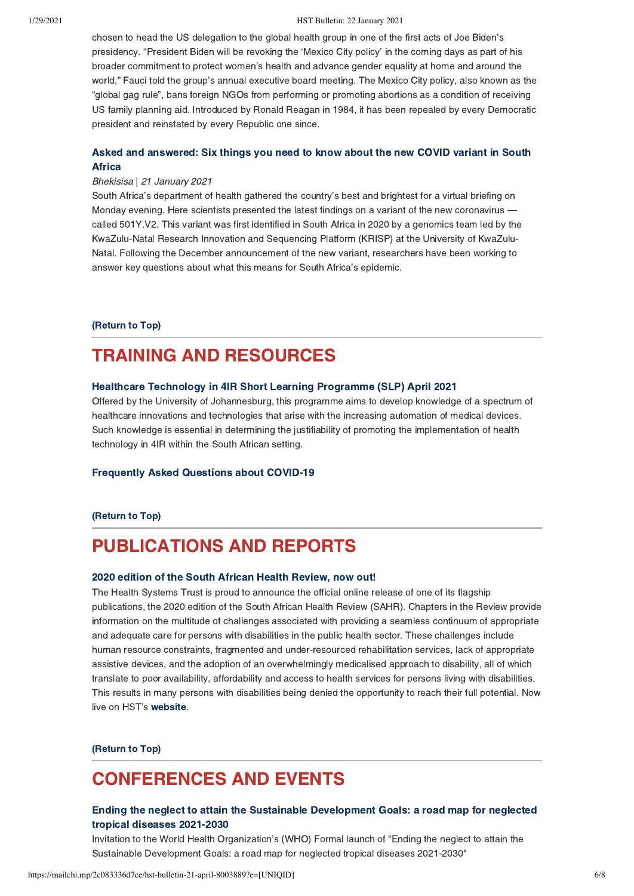chosen to head the US delegation to the global health group in one of the first acts of Joe Biden's presidency. "President Biden will be revoking the 'Mexico City policy' in the coming days as part of his broader commitment to protect women's health and advance gender equality at home and around the world," Fauci told the group's annual executive board meeting. The Mexico City policy, also known as the "global gag rule", bans foreign NGOs from performing or promoting abortions as a condition of receiving US family planning aid. Introduced by Ronald Reagan in 1984, it has been repealed by every Democratic president and reinstated by every Republic one since.

### Asked and answered: Six things you need to know about the new COVID variant in South Africa

*Bhekisisa | 21 January 2021*

South Africa's department of health gathered the country's best and brightest for a virtual briefing on Monday evening. Here scientists presented the latest findings on a variant of the new coronavirus — called 501Y.V2. This variant was first identified in South Africa in 2020 by a genomics team led by the KwaZulu-Natal Research Innovation and Sequencing Platform (KRISP) at the University of KwaZulu-Natal. Following the December announcement of the new variant, researchers have been working to answer key questions about what this means for South Africa's epidemic.

**(Return to Top)**

---

# TRAINING AND RESOURCES

### Healthcare Technology in 4IR Short Learning Programme (SLP) April 2021

Offered by the University of Johannesburg, this programme aims to develop knowledge of a spectrum of healthcare innovations and technologies that arise with the increasing automation of medical devices. Such knowledge is essential in determining the justifiability of promoting the implementation of health technology in 4IR within the South African setting.

### Frequently Asked Questions about COVID-19

**(Return to Top)**

---

# PUBLICATIONS AND REPORTS

### 2020 edition of the South African Health Review, now out!

The Health Systems Trust is proud to announce the official online release of one of its flagship publications, the 2020 edition of the South African Health Review (SAHR). Chapters in the Review provide information on the multitude of challenges associated with providing a seamless continuum of appropriate and adequate care for persons with disabilities in the public health sector. These challenges include human resource constraints, fragmented and under-resourced rehabilitation services, lack of appropriate assistive devices, and the adoption of an overwhelmingly medicalised approach to disability, all of which translate to poor availability, affordability and access to health services for persons living with disabilities. This results in many persons with disabilities being denied the opportunity to reach their full potential. Now live on HST's **website**.

**(Return to Top)**

---

# CONFERENCES AND EVENTS

### Ending the neglect to attain the Sustainable Development Goals: a road map for neglected tropical diseases 2021-2030

Invitation to the World Health Organization's (WHO) Formal launch of "Ending the neglect to attain the Sustainable Development Goals: a road map for neglected tropical diseases 2021-2030"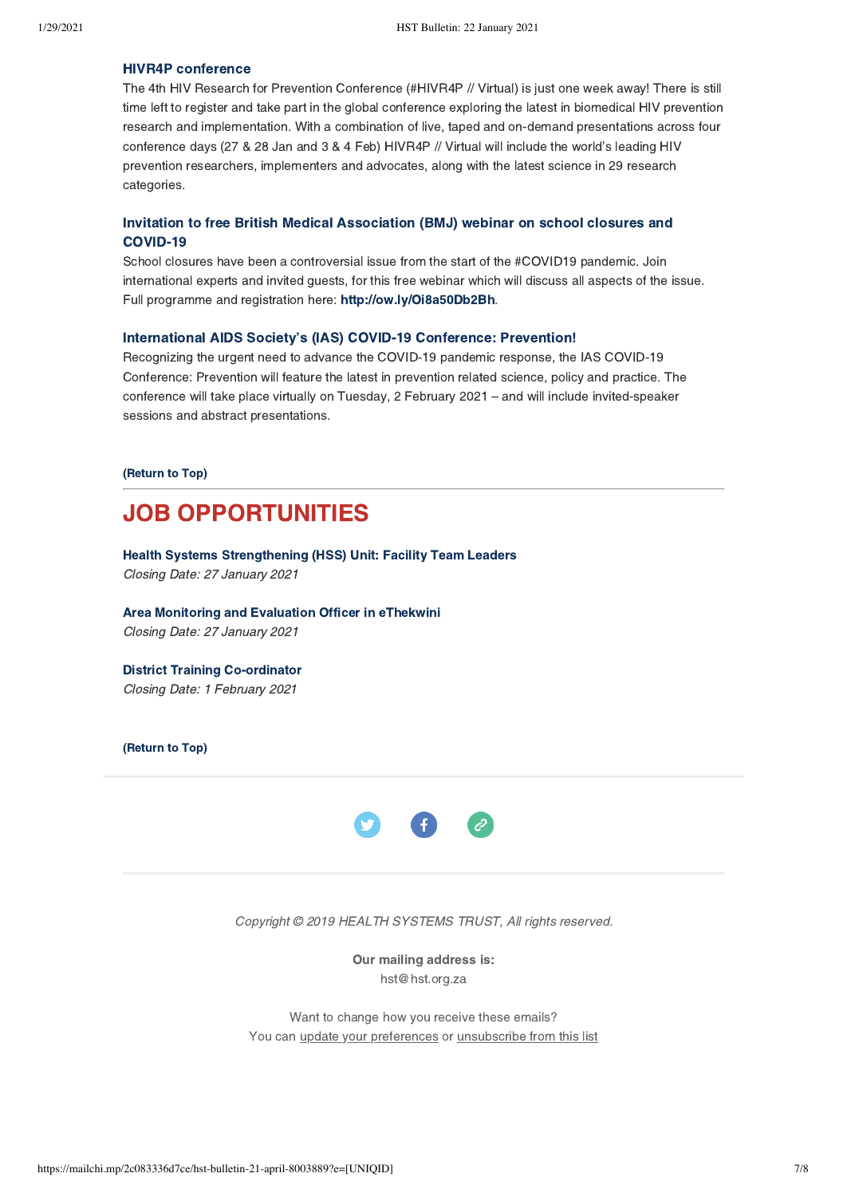### HIVR4P conference

The 4th HIV Research for Prevention Conference (#HIVR4P // Virtual) is just one week away! There is still time left to register and take part in the global conference exploring the latest in biomedical HIV prevention research and implementation. With a combination of live, taped and on-demand presentations across four conference days (27 & 28 Jan and 3 & 4 Feb) HIVR4P // Virtual will include the world's leading HIV prevention researchers, implementers and advocates, along with the latest science in 29 research categories.

### Invitation to free British Medical Association (BMJ) webinar on school closures and COVID-19

School closures have been a controversial issue from the start of the #COVID19 pandemic. Join international experts and invited guests, for this free webinar which will discuss all aspects of the issue. Full programme and registration here: **http://ow.ly/Oi8a50Db2Bh**.

### International AIDS Society's (IAS) COVID-19 Conference: Prevention!

Recognizing the urgent need to advance the COVID-19 pandemic response, the IAS COVID-19 Conference: Prevention will feature the latest in prevention related science, policy and practice. The conference will take place virtually on Tuesday, 2 February 2021 – and will include invited-speaker sessions and abstract presentations.

**(Return to Top)**

---

# JOB OPPORTUNITIES

**Health Systems Strengthening (HSS) Unit: Facility Team Leaders**
*Closing Date: 27 January 2021*

**Area Monitoring and Evaluation Officer in eThekwini**
*Closing Date: 27 January 2021*

**District Training Co-ordinator**
*Closing Date: 1 February 2021*

**(Return to Top)**

---

*Copyright © 2019 HEALTH SYSTEMS TRUST, All rights reserved.*

**Our mailing address is:**
hst@hst.org.za

Want to change how you receive these emails?
You can update your preferences or unsubscribe from this list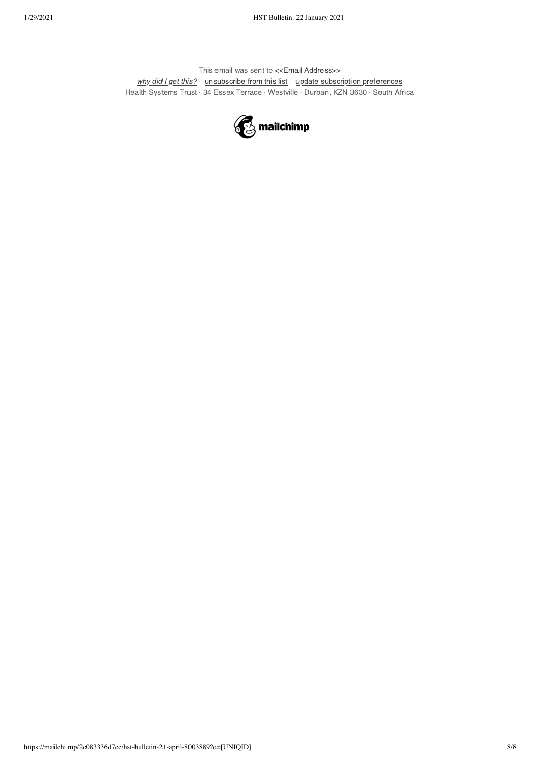This email was sent to <<Email Address>>

*why did I get this?* unsubscribe from this list update subscription preferences

Health Systems Trust · 34 Essex Terrace · Westville · Durban, KZN 3630 · South Africa

mailchimp